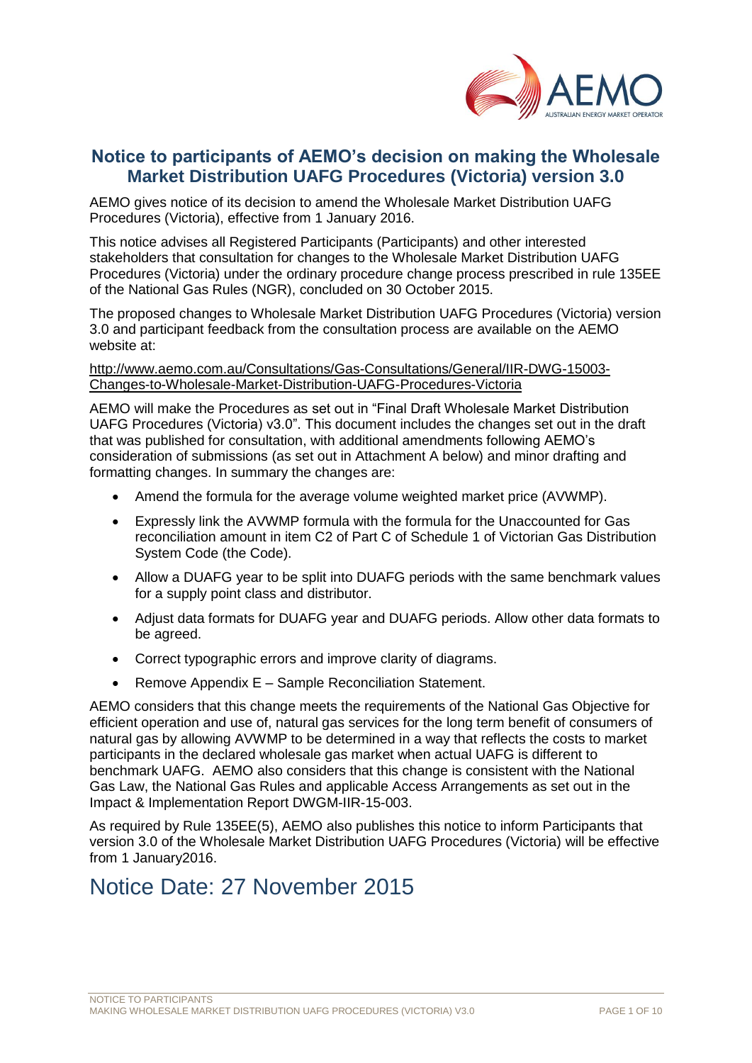# Notice to participants of AEMO's decision on making the Wholesale Market Distribution UAFG Procedures (Victoria) version 3.0

AEMO gives notice of its decision to amend the Wholesale Market Distribution UAFG Procedures (Victoria), effective from 1 January 2016.

This notice advises all Registered Participants (Participants) and other interested stakeholders that consultation for changes to the Wholesale Market Distribution UAFG Procedures (Victoria) under the ordinary procedure change process prescribed in rule 135EE of the National Gas Rules (NGR), concluded on 30 October 2015.

The proposed changes to Wholesale Market Distribution UAFG Procedures (Victoria) version 3.0 and participant feedback from the consultation process are available on the AEMO website at:

http://www.aemo.com.au/Consultations/Gas-Consultations/General/IIR-DWG-15003-Changes-to-Wholesale-Market-Distribution-UAFG-Procedures-Victoria

AEMO will make the Procedures as set out in "Final Draft Wholesale Market Distribution UAFG Procedures (Victoria) v3.0". This document includes the changes set out in the draft that was published for consultation, with additional amendments following AEMO's consideration of submissions (as set out in Attachment A below) and minor drafting and formatting changes. In summary the changes are:

- Amend the formula for the average volume weighted market price (AVWMP).
- Expressly link the AVWMP formula with the formula for the Unaccounted for Gas reconciliation amount in item C2 of Part C of Schedule 1 of Victorian Gas Distribution System Code (the Code).
- Allow a DUAFG year to be split into DUAFG periods with the same benchmark values for a supply point class and distributor.
- Adjust data formats for DUAFG year and DUAFG periods. Allow other data formats to be agreed.
- Correct typographic errors and improve clarity of diagrams.
- Remove Appendix E – Sample Reconciliation Statement.

AEMO considers that this change meets the requirements of the National Gas Objective for efficient operation and use of, natural gas services for the long term benefit of consumers of natural gas by allowing AVWMP to be determined in a way that reflects the costs to market participants in the declared wholesale gas market when actual UAFG is different to benchmark UAFG. AEMO also considers that this change is consistent with the National Gas Law, the National Gas Rules and applicable Access Arrangements as set out in the Impact & Implementation Report DWGM-IIR-15-003.

As required by Rule 135EE(5), AEMO also publishes this notice to inform Participants that version 3.0 of the Wholesale Market Distribution UAFG Procedures (Victoria) will be effective from 1 January2016.

# Notice Date: 27 November 2015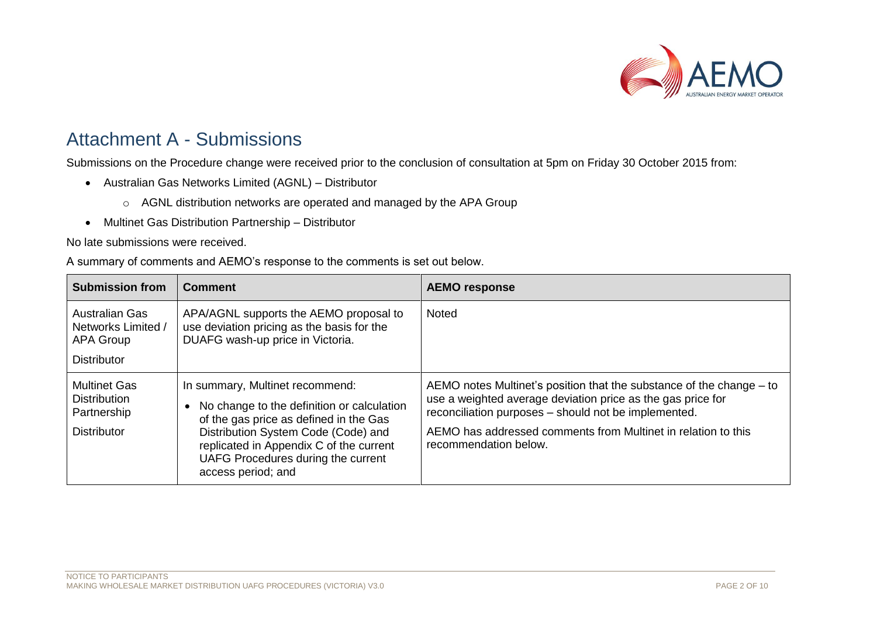# Attachment A - Submissions

Submissions on the Procedure change were received prior to the conclusion of consultation at 5pm on Friday 30 October 2015 from:

- Australian Gas Networks Limited (AGNL) – Distributor
    - AGNL distribution networks are operated and managed by the APA Group
- Multinet Gas Distribution Partnership – Distributor

No late submissions were received.

A summary of comments and AEMO's response to the comments is set out below.

| Submission from | Comment | AEMO response |
|---|---|---|
| Australian Gas Networks Limited / APA Group<br><br>Distributor | APA/AGNL supports the AEMO proposal to use deviation pricing as the basis for the DUAFG wash-up price in Victoria. | Noted |
| Multinet Gas Distribution Partnership<br><br>Distributor | In summary, Multinet recommend:<br>• No change to the definition or calculation of the gas price as defined in the Gas Distribution System Code (Code) and replicated in Appendix C of the current UAFG Procedures during the current access period; and | AEMO notes Multinet's position that the substance of the change – to use a weighted average deviation price as the gas price for reconciliation purposes – should not be implemented.<br><br>AEMO has addressed comments from Multinet in relation to this recommendation below. |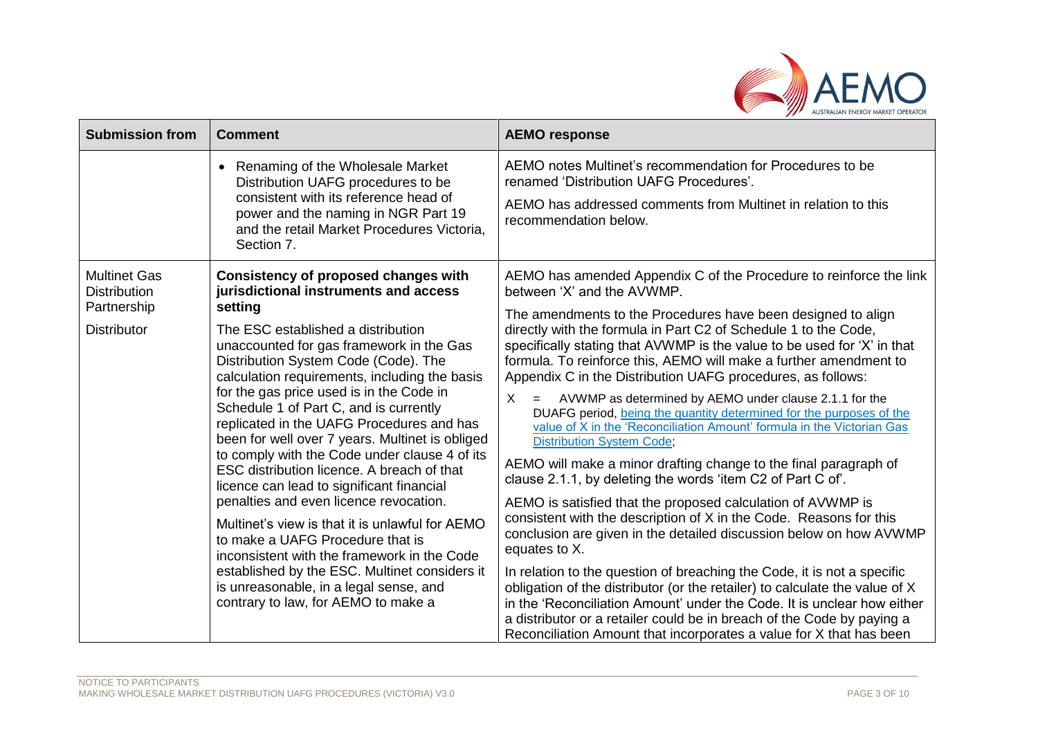| Submission from | Comment | AEMO response |
|---|---|---|
| | • Renaming of the Wholesale Market Distribution UAFG procedures to be consistent with its reference head of power and the naming in NGR Part 19 and the retail Market Procedures Victoria, Section 7. | AEMO notes Multinet's recommendation for Procedures to be renamed 'Distribution UAFG Procedures'.<br><br>AEMO has addressed comments from Multinet in relation to this recommendation below. |
| Multinet Gas Distribution Partnership<br><br>Distributor | **Consistency of proposed changes with jurisdictional instruments and access setting**<br><br>The ESC established a distribution unaccounted for gas framework in the Gas Distribution System Code (Code). The calculation requirements, including the basis for the gas price used is in the Code in Schedule 1 of Part C, and is currently replicated in the UAFG Procedures and has been for well over 7 years. Multinet is obliged to comply with the Code under clause 4 of its ESC distribution licence. A breach of that licence can lead to significant financial penalties and even licence revocation.<br><br>Multinet's view is that it is unlawful for AEMO to make a UAFG Procedure that is inconsistent with the framework in the Code established by the ESC. Multinet considers it is unreasonable, in a legal sense, and contrary to law, for AEMO to make a | AEMO has amended Appendix C of the Procedure to reinforce the link between 'X' and the AVWMP.<br><br>The amendments to the Procedures have been designed to align directly with the formula in Part C2 of Schedule 1 to the Code, specifically stating that AVWMP is the value to be used for 'X' in that formula. To reinforce this, AEMO will make a further amendment to Appendix C in the Distribution UAFG procedures, as follows:<br><br>X = AVWMP as determined by AEMO under clause 2.1.1 for the DUAFG period, <u>being the quantity determined for the purposes of the value of X in the 'Reconciliation Amount' formula in the Victorian Gas Distribution System Code</u>;<br><br>AEMO will make a minor drafting change to the final paragraph of clause 2.1.1, by deleting the words 'item C2 of Part C of'.<br><br>AEMO is satisfied that the proposed calculation of AVWMP is consistent with the description of X in the Code. Reasons for this conclusion are given in the detailed discussion below on how AVWMP equates to X.<br><br>In relation to the question of breaching the Code, it is not a specific obligation of the distributor (or the retailer) to calculate the value of X in the 'Reconciliation Amount' under the Code. It is unclear how either a distributor or a retailer could be in breach of the Code by paying a Reconciliation Amount that incorporates a value for X that has been |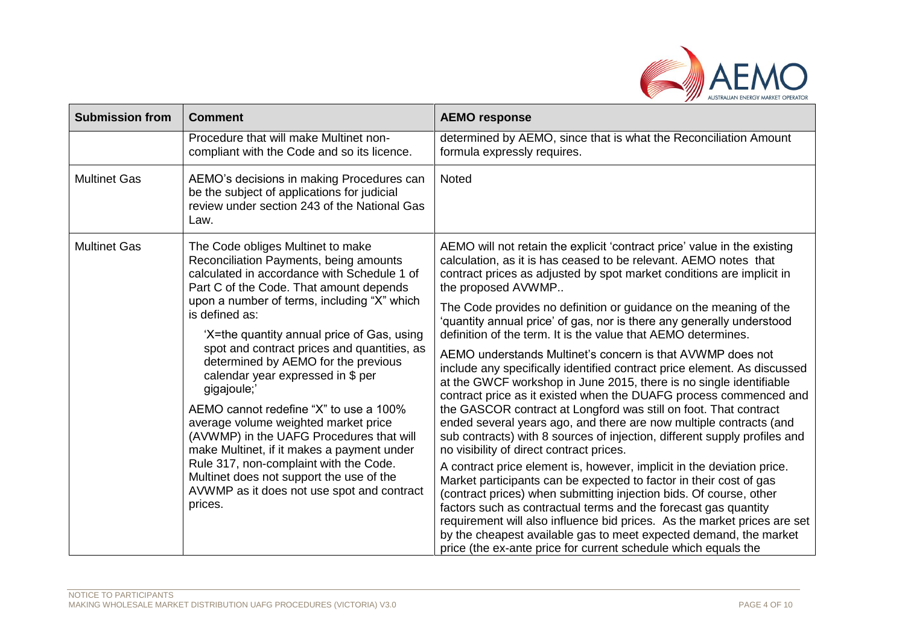| Submission from | Comment | AEMO response |
|---|---|---|
| | Procedure that will make Multinet non-compliant with the Code and so its licence. | determined by AEMO, since that is what the Reconciliation Amount formula expressly requires. |
| Multinet Gas | AEMO's decisions in making Procedures can be the subject of applications for judicial review under section 243 of the National Gas Law. | Noted |
| Multinet Gas | The Code obliges Multinet to make Reconciliation Payments, being amounts calculated in accordance with Schedule 1 of Part C of the Code. That amount depends upon a number of terms, including "X" which is defined as:<br><br>'X=the quantity annual price of Gas, using spot and contract prices and quantities, as determined by AEMO for the previous calendar year expressed in $ per gigajoule;'<br><br>AEMO cannot redefine "X" to use a 100% average volume weighted market price (AVWMP) in the UAFG Procedures that will make Multinet, if it makes a payment under Rule 317, non-complaint with the Code. Multinet does not support the use of the AVWMP as it does not use spot and contract prices. | AEMO will not retain the explicit 'contract price' value in the existing calculation, as it is has ceased to be relevant. AEMO notes that contract prices as adjusted by spot market conditions are implicit in the proposed AVWMP..<br><br>The Code provides no definition or guidance on the meaning of the 'quantity annual price' of gas, nor is there any generally understood definition of the term. It is the value that AEMO determines.<br><br>AEMO understands Multinet's concern is that AVWMP does not include any specifically identified contract price element. As discussed at the GWCF workshop in June 2015, there is no single identifiable contract price as it existed when the DUAFG process commenced and the GASCOR contract at Longford was still on foot. That contract ended several years ago, and there are now multiple contracts (and sub contracts) with 8 sources of injection, different supply profiles and no visibility of direct contract prices.<br><br>A contract price element is, however, implicit in the deviation price. Market participants can be expected to factor in their cost of gas (contract prices) when submitting injection bids. Of course, other factors such as contractual terms and the forecast gas quantity requirement will also influence bid prices. As the market prices are set by the cheapest available gas to meet expected demand, the market price (the ex-ante price for current schedule which equals the |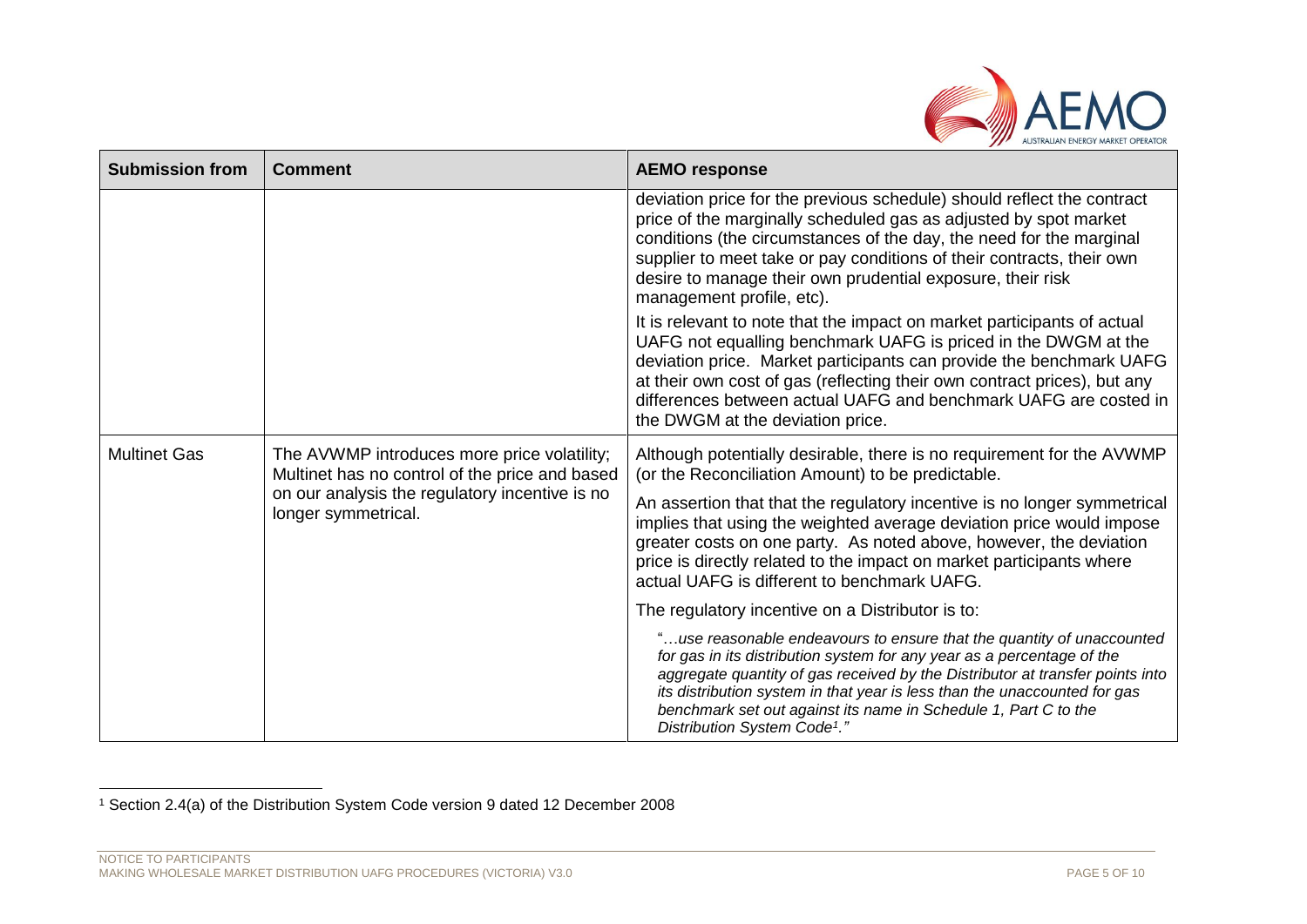| Submission from | Comment | AEMO response |
|---|---|---|
| | | deviation price for the previous schedule) should reflect the contract price of the marginally scheduled gas as adjusted by spot market conditions (the circumstances of the day, the need for the marginal supplier to meet take or pay conditions of their contracts, their own desire to manage their own prudential exposure, their risk management profile, etc).<br><br>It is relevant to note that the impact on market participants of actual UAFG not equalling benchmark UAFG is priced in the DWGM at the deviation price. Market participants can provide the benchmark UAFG at their own cost of gas (reflecting their own contract prices), but any differences between actual UAFG and benchmark UAFG are costed in the DWGM at the deviation price. |
| Multinet Gas | The AVWMP introduces more price volatility; Multinet has no control of the price and based on our analysis the regulatory incentive is no longer symmetrical. | Although potentially desirable, there is no requirement for the AVWMP (or the Reconciliation Amount) to be predictable.<br><br>An assertion that that the regulatory incentive is no longer symmetrical implies that using the weighted average deviation price would impose greater costs on one party. As noted above, however, the deviation price is directly related to the impact on market participants where actual UAFG is different to benchmark UAFG.<br><br>The regulatory incentive on a Distributor is to:<br><br>*"…use reasonable endeavours to ensure that the quantity of unaccounted for gas in its distribution system for any year as a percentage of the aggregate quantity of gas received by the Distributor at transfer points into its distribution system in that year is less than the unaccounted for gas benchmark set out against its name in Schedule 1, Part C to the Distribution System Code[1]."* |

[1] Section 2.4(a) of the Distribution System Code version 9 dated 12 December 2008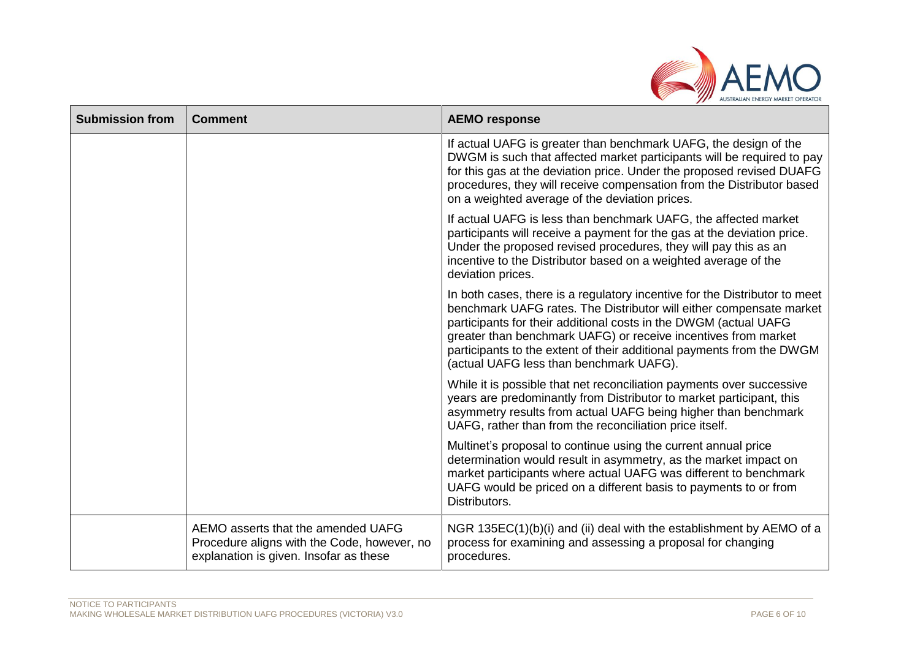| Submission from | Comment | AEMO response |
| --- | --- | --- |
| | | If actual UAFG is greater than benchmark UAFG, the design of the DWGM is such that affected market participants will be required to pay for this gas at the deviation price. Under the proposed revised DUAFG procedures, they will receive compensation from the Distributor based on a weighted average of the deviation prices.<br><br>If actual UAFG is less than benchmark UAFG, the affected market participants will receive a payment for the gas at the deviation price. Under the proposed revised procedures, they will pay this as an incentive to the Distributor based on a weighted average of the deviation prices.<br><br>In both cases, there is a regulatory incentive for the Distributor to meet benchmark UAFG rates. The Distributor will either compensate market participants for their additional costs in the DWGM (actual UAFG greater than benchmark UAFG) or receive incentives from market participants to the extent of their additional payments from the DWGM (actual UAFG less than benchmark UAFG).<br><br>While it is possible that net reconciliation payments over successive years are predominantly from Distributor to market participant, this asymmetry results from actual UAFG being higher than benchmark UAFG, rather than from the reconciliation price itself.<br><br>Multinet's proposal to continue using the current annual price determination would result in asymmetry, as the market impact on market participants where actual UAFG was different to benchmark UAFG would be priced on a different basis to payments to or from Distributors. |
| | AEMO asserts that the amended UAFG Procedure aligns with the Code, however, no explanation is given. Insofar as these | NGR 135EC(1)(b)(i) and (ii) deal with the establishment by AEMO of a process for examining and assessing a proposal for changing procedures. |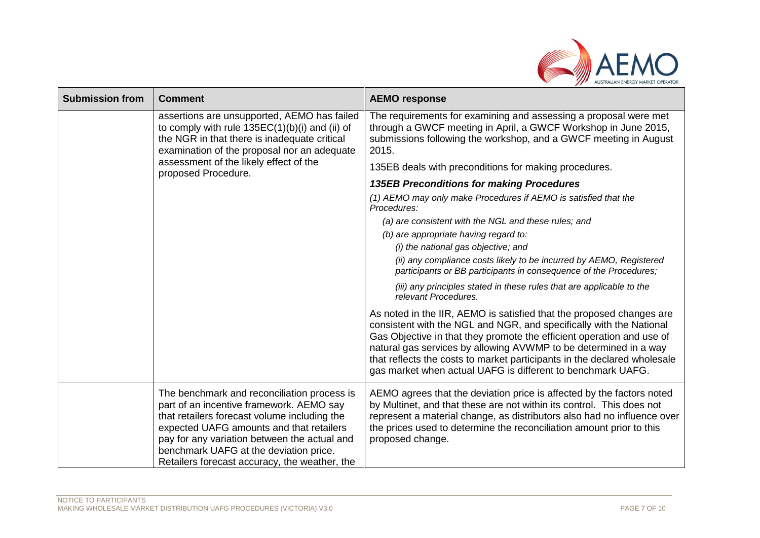| Submission from | Comment | AEMO response |
|---|---|---|
| | assertions are unsupported, AEMO has failed to comply with rule 135EC(1)(b)(i) and (ii) of the NGR in that there is inadequate critical examination of the proposal nor an adequate assessment of the likely effect of the proposed Procedure. | The requirements for examining and assessing a proposal were met through a GWCF meeting in April, a GWCF Workshop in June 2015, submissions following the workshop, and a GWCF meeting in August 2015.<br><br>135EB deals with preconditions for making procedures.<br><br>***135EB Preconditions for making Procedures***<br><br>*(1) AEMO may only make Procedures if AEMO is satisfied that the Procedures:*<br><br>*(a) are consistent with the NGL and these rules; and*<br><br>*(b) are appropriate having regard to:*<br><br>*(i) the national gas objective; and*<br><br>*(ii) any compliance costs likely to be incurred by AEMO, Registered participants or BB participants in consequence of the Procedures;*<br><br>*(iii) any principles stated in these rules that are applicable to the relevant Procedures.*<br><br>As noted in the IIR, AEMO is satisfied that the proposed changes are consistent with the NGL and NGR, and specifically with the National Gas Objective in that they promote the efficient operation and use of natural gas services by allowing AVWMP to be determined in a way that reflects the costs to market participants in the declared wholesale gas market when actual UAFG is different to benchmark UAFG. |
| | The benchmark and reconciliation process is part of an incentive framework. AEMO say that retailers forecast volume including the expected UAFG amounts and that retailers pay for any variation between the actual and benchmark UAFG at the deviation price. Retailers forecast accuracy, the weather, the | AEMO agrees that the deviation price is affected by the factors noted by Multinet, and that these are not within its control. This does not represent a material change, as distributors also had no influence over the prices used to determine the reconciliation amount prior to this proposed change. |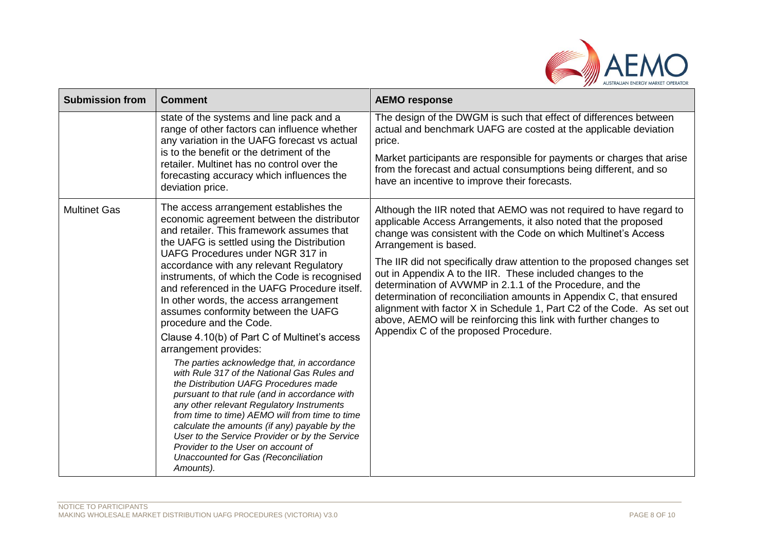| Submission from | Comment | AEMO response |
| --- | --- | --- |
| | state of the systems and line pack and a range of other factors can influence whether any variation in the UAFG forecast vs actual is to the benefit or the detriment of the retailer. Multinet has no control over the forecasting accuracy which influences the deviation price. | The design of the DWGM is such that effect of differences between actual and benchmark UAFG are costed at the applicable deviation price.<br><br>Market participants are responsible for payments or charges that arise from the forecast and actual consumptions being different, and so have an incentive to improve their forecasts. |
| Multinet Gas | The access arrangement establishes the economic agreement between the distributor and retailer. This framework assumes that the UAFG is settled using the Distribution UAFG Procedures under NGR 317 in accordance with any relevant Regulatory instruments, of which the Code is recognised and referenced in the UAFG Procedure itself. In other words, the access arrangement assumes conformity between the UAFG procedure and the Code.<br><br>Clause 4.10(b) of Part C of Multinet's access arrangement provides:<br><br>*The parties acknowledge that, in accordance with Rule 317 of the National Gas Rules and the Distribution UAFG Procedures made pursuant to that rule (and in accordance with any other relevant Regulatory Instruments from time to time) AEMO will from time to time calculate the amounts (if any) payable by the User to the Service Provider or by the Service Provider to the User on account of Unaccounted for Gas (Reconciliation Amounts).* | Although the IIR noted that AEMO was not required to have regard to applicable Access Arrangements, it also noted that the proposed change was consistent with the Code on which Multinet's Access Arrangement is based.<br><br>The IIR did not specifically draw attention to the proposed changes set out in Appendix A to the IIR. These included changes to the determination of AVWMP in 2.1.1 of the Procedure, and the determination of reconciliation amounts in Appendix C, that ensured alignment with factor X in Schedule 1, Part C2 of the Code. As set out above, AEMO will be reinforcing this link with further changes to Appendix C of the proposed Procedure. |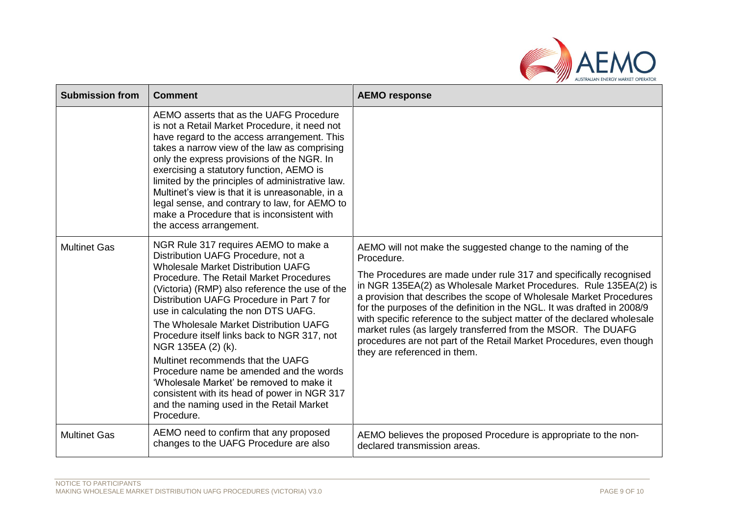| Submission from | Comment | AEMO response |
|---|---|---|
| | AEMO asserts that as the UAFG Procedure is not a Retail Market Procedure, it need not have regard to the access arrangement. This takes a narrow view of the law as comprising only the express provisions of the NGR. In exercising a statutory function, AEMO is limited by the principles of administrative law. Multinet's view is that it is unreasonable, in a legal sense, and contrary to law, for AEMO to make a Procedure that is inconsistent with the access arrangement. | |
| Multinet Gas | NGR Rule 317 requires AEMO to make a Distribution UAFG Procedure, not a Wholesale Market Distribution UAFG Procedure. The Retail Market Procedures (Victoria) (RMP) also reference the use of the Distribution UAFG Procedure in Part 7 for use in calculating the non DTS UAFG.<br><br>The Wholesale Market Distribution UAFG Procedure itself links back to NGR 317, not NGR 135EA (2) (k).<br><br>Multinet recommends that the UAFG Procedure name be amended and the words 'Wholesale Market' be removed to make it consistent with its head of power in NGR 317 and the naming used in the Retail Market Procedure. | AEMO will not make the suggested change to the naming of the Procedure.<br><br>The Procedures are made under rule 317 and specifically recognised in NGR 135EA(2) as Wholesale Market Procedures. Rule 135EA(2) is a provision that describes the scope of Wholesale Market Procedures for the purposes of the definition in the NGL. It was drafted in 2008/9 with specific reference to the subject matter of the declared wholesale market rules (as largely transferred from the MSOR. The DUAFG procedures are not part of the Retail Market Procedures, even though they are referenced in them. |
| Multinet Gas | AEMO need to confirm that any proposed changes to the UAFG Procedure are also | AEMO believes the proposed Procedure is appropriate to the non-declared transmission areas. |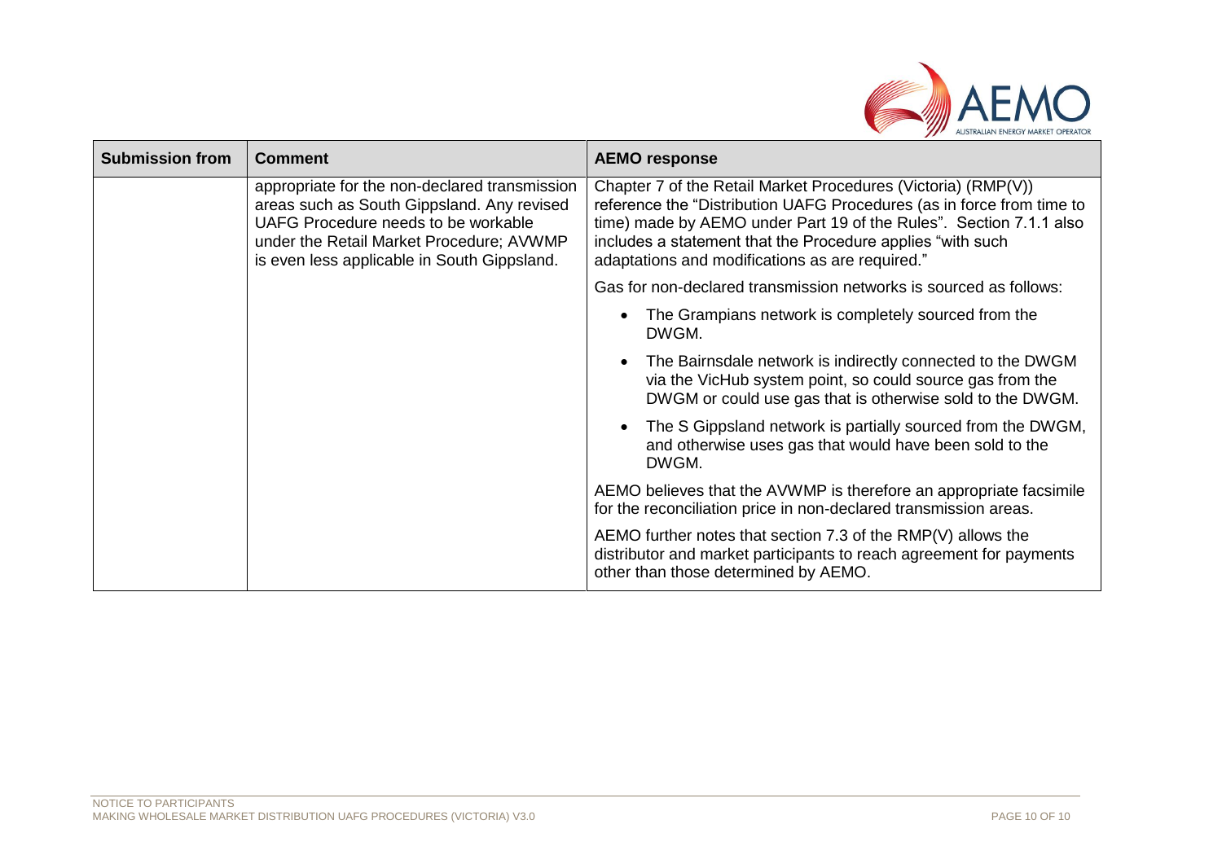| Submission from | Comment | AEMO response |
|---|---|---|
| | appropriate for the non-declared transmission areas such as South Gippsland. Any revised UAFG Procedure needs to be workable under the Retail Market Procedure; AVWMP is even less applicable in South Gippsland. | Chapter 7 of the Retail Market Procedures (Victoria) (RMP(V)) reference the "Distribution UAFG Procedures (as in force from time to time) made by AEMO under Part 19 of the Rules". Section 7.1.1 also includes a statement that the Procedure applies "with such adaptations and modifications as are required."<br><br>Gas for non-declared transmission networks is sourced as follows:<br><br>• The Grampians network is completely sourced from the DWGM.<br>• The Bairnsdale network is indirectly connected to the DWGM via the VicHub system point, so could source gas from the DWGM or could use gas that is otherwise sold to the DWGM.<br>• The S Gippsland network is partially sourced from the DWGM, and otherwise uses gas that would have been sold to the DWGM.<br><br>AEMO believes that the AVWMP is therefore an appropriate facsimile for the reconciliation price in non-declared transmission areas.<br><br>AEMO further notes that section 7.3 of the RMP(V) allows the distributor and market participants to reach agreement for payments other than those determined by AEMO. |